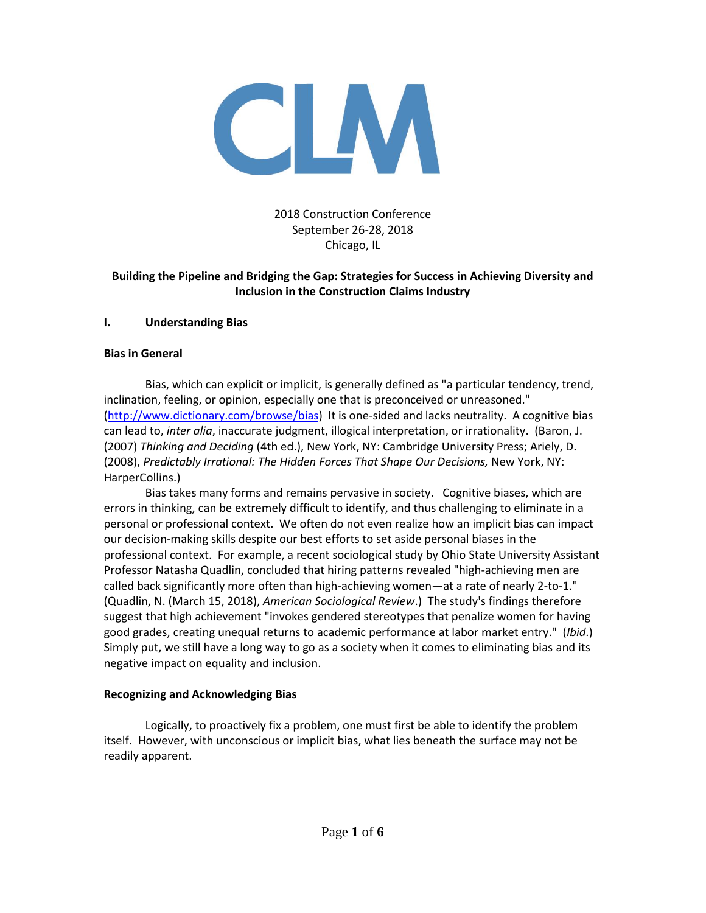CLM

2018 Construction Conference
September 26-28, 2018
Chicago, IL

**Building the Pipeline and Bridging the Gap: Strategies for Success in Achieving Diversity and Inclusion in the Construction Claims Industry**

## I. Understanding Bias

### Bias in General

Bias, which can explicit or implicit, is generally defined as "a particular tendency, trend, inclination, feeling, or opinion, especially one that is preconceived or unreasoned." ([http://www.dictionary.com/browse/bias](http://www.dictionary.com/browse/bias)) It is one-sided and lacks neutrality. A cognitive bias can lead to, *inter alia*, inaccurate judgment, illogical interpretation, or irrationality. (Baron, J. (2007) *Thinking and Deciding* (4th ed.), New York, NY: Cambridge University Press; Ariely, D. (2008), *Predictably Irrational: The Hidden Forces That Shape Our Decisions,* New York, NY: HarperCollins.)

Bias takes many forms and remains pervasive in society. Cognitive biases, which are errors in thinking, can be extremely difficult to identify, and thus challenging to eliminate in a personal or professional context. We often do not even realize how an implicit bias can impact our decision-making skills despite our best efforts to set aside personal biases in the professional context. For example, a recent sociological study by Ohio State University Assistant Professor Natasha Quadlin, concluded that hiring patterns revealed "high-achieving men are called back significantly more often than high-achieving women—at a rate of nearly 2-to-1." (Quadlin, N. (March 15, 2018), *American Sociological Review*.) The study's findings therefore suggest that high achievement "invokes gendered stereotypes that penalize women for having good grades, creating unequal returns to academic performance at labor market entry." (*Ibid.*) Simply put, we still have a long way to go as a society when it comes to eliminating bias and its negative impact on equality and inclusion.

### Recognizing and Acknowledging Bias

Logically, to proactively fix a problem, one must first be able to identify the problem itself. However, with unconscious or implicit bias, what lies beneath the surface may not be readily apparent.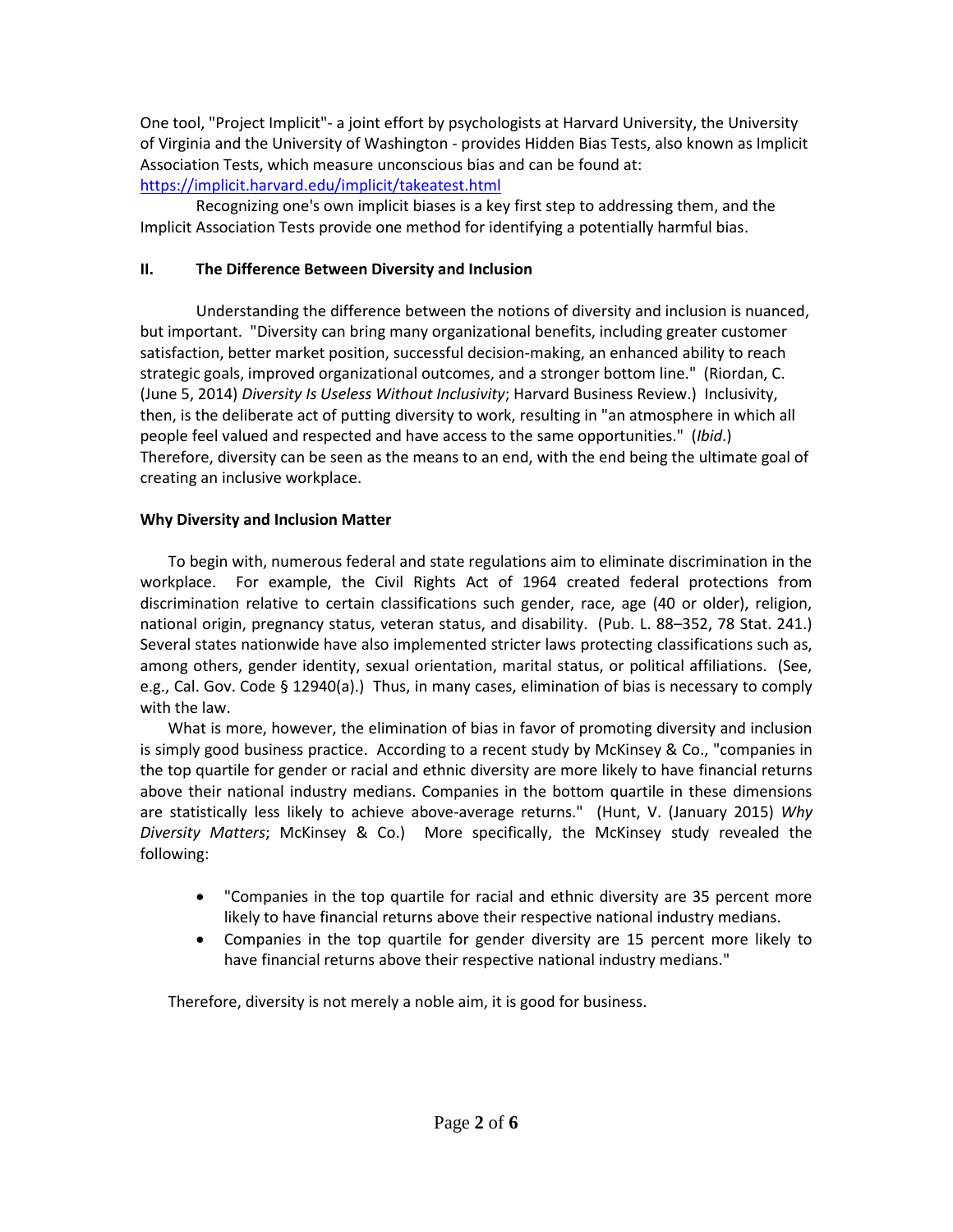One tool, "Project Implicit"- a joint effort by psychologists at Harvard University, the University of Virginia and the University of Washington - provides Hidden Bias Tests, also known as Implicit Association Tests, which measure unconscious bias and can be found at: [https://implicit.harvard.edu/implicit/takeatest.html](https://implicit.harvard.edu/implicit/takeatest.html)

Recognizing one's own implicit biases is a key first step to addressing them, and the Implicit Association Tests provide one method for identifying a potentially harmful bias.

## II. The Difference Between Diversity and Inclusion

Understanding the difference between the notions of diversity and inclusion is nuanced, but important. "Diversity can bring many organizational benefits, including greater customer satisfaction, better market position, successful decision-making, an enhanced ability to reach strategic goals, improved organizational outcomes, and a stronger bottom line." (Riordan, C. (June 5, 2014) *Diversity Is Useless Without Inclusivity*; Harvard Business Review.) Inclusivity, then, is the deliberate act of putting diversity to work, resulting in "an atmosphere in which all people feel valued and respected and have access to the same opportunities." (*Ibid*.) Therefore, diversity can be seen as the means to an end, with the end being the ultimate goal of creating an inclusive workplace.

### Why Diversity and Inclusion Matter

To begin with, numerous federal and state regulations aim to eliminate discrimination in the workplace. For example, the Civil Rights Act of 1964 created federal protections from discrimination relative to certain classifications such gender, race, age (40 or older), religion, national origin, pregnancy status, veteran status, and disability. (Pub. L. 88–352, 78 Stat. 241.) Several states nationwide have also implemented stricter laws protecting classifications such as, among others, gender identity, sexual orientation, marital status, or political affiliations. (See, e.g., Cal. Gov. Code § 12940(a).) Thus, in many cases, elimination of bias is necessary to comply with the law.

What is more, however, the elimination of bias in favor of promoting diversity and inclusion is simply good business practice. According to a recent study by McKinsey & Co., "companies in the top quartile for gender or racial and ethnic diversity are more likely to have financial returns above their national industry medians. Companies in the bottom quartile in these dimensions are statistically less likely to achieve above-average returns." (Hunt, V. (January 2015) *Why Diversity Matters*; McKinsey & Co.) More specifically, the McKinsey study revealed the following:

- "Companies in the top quartile for racial and ethnic diversity are 35 percent more likely to have financial returns above their respective national industry medians.
- Companies in the top quartile for gender diversity are 15 percent more likely to have financial returns above their respective national industry medians."

Therefore, diversity is not merely a noble aim, it is good for business.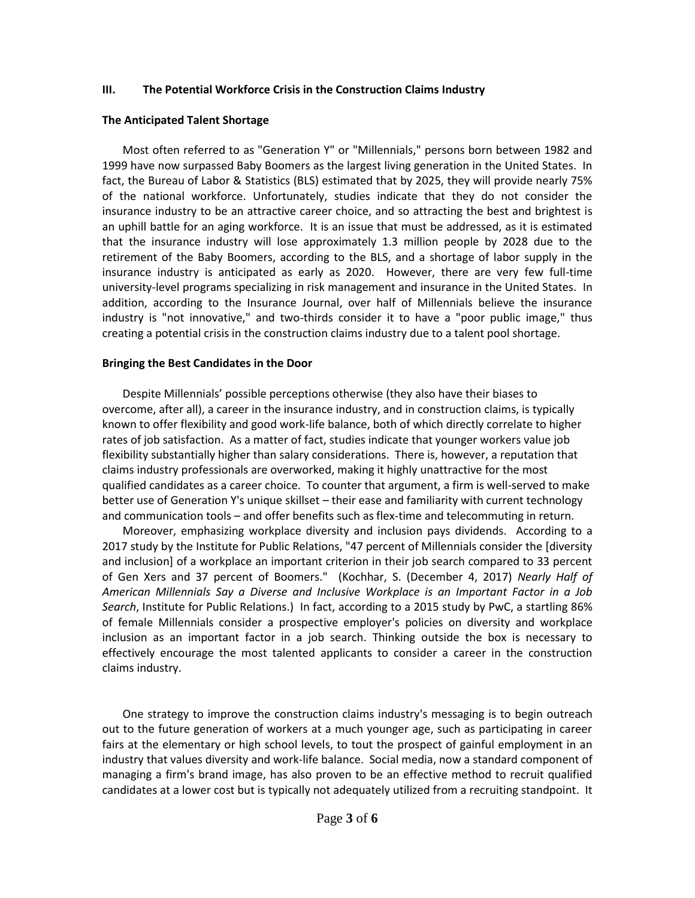## III. The Potential Workforce Crisis in the Construction Claims Industry

### The Anticipated Talent Shortage

Most often referred to as "Generation Y" or "Millennials," persons born between 1982 and 1999 have now surpassed Baby Boomers as the largest living generation in the United States. In fact, the Bureau of Labor & Statistics (BLS) estimated that by 2025, they will provide nearly 75% of the national workforce. Unfortunately, studies indicate that they do not consider the insurance industry to be an attractive career choice, and so attracting the best and brightest is an uphill battle for an aging workforce. It is an issue that must be addressed, as it is estimated that the insurance industry will lose approximately 1.3 million people by 2028 due to the retirement of the Baby Boomers, according to the BLS, and a shortage of labor supply in the insurance industry is anticipated as early as 2020. However, there are very few full-time university-level programs specializing in risk management and insurance in the United States. In addition, according to the Insurance Journal, over half of Millennials believe the insurance industry is "not innovative," and two-thirds consider it to have a "poor public image," thus creating a potential crisis in the construction claims industry due to a talent pool shortage.

### Bringing the Best Candidates in the Door

Despite Millennials' possible perceptions otherwise (they also have their biases to overcome, after all), a career in the insurance industry, and in construction claims, is typically known to offer flexibility and good work-life balance, both of which directly correlate to higher rates of job satisfaction. As a matter of fact, studies indicate that younger workers value job flexibility substantially higher than salary considerations. There is, however, a reputation that claims industry professionals are overworked, making it highly unattractive for the most qualified candidates as a career choice. To counter that argument, a firm is well-served to make better use of Generation Y's unique skillset – their ease and familiarity with current technology and communication tools – and offer benefits such as flex-time and telecommuting in return.

Moreover, emphasizing workplace diversity and inclusion pays dividends. According to a 2017 study by the Institute for Public Relations, "47 percent of Millennials consider the [diversity and inclusion] of a workplace an important criterion in their job search compared to 33 percent of Gen Xers and 37 percent of Boomers." (Kochhar, S. (December 4, 2017) *Nearly Half of American Millennials Say a Diverse and Inclusive Workplace is an Important Factor in a Job Search*, Institute for Public Relations.) In fact, according to a 2015 study by PwC, a startling 86% of female Millennials consider a prospective employer's policies on diversity and workplace inclusion as an important factor in a job search. Thinking outside the box is necessary to effectively encourage the most talented applicants to consider a career in the construction claims industry.

One strategy to improve the construction claims industry's messaging is to begin outreach out to the future generation of workers at a much younger age, such as participating in career fairs at the elementary or high school levels, to tout the prospect of gainful employment in an industry that values diversity and work-life balance. Social media, now a standard component of managing a firm's brand image, has also proven to be an effective method to recruit qualified candidates at a lower cost but is typically not adequately utilized from a recruiting standpoint. It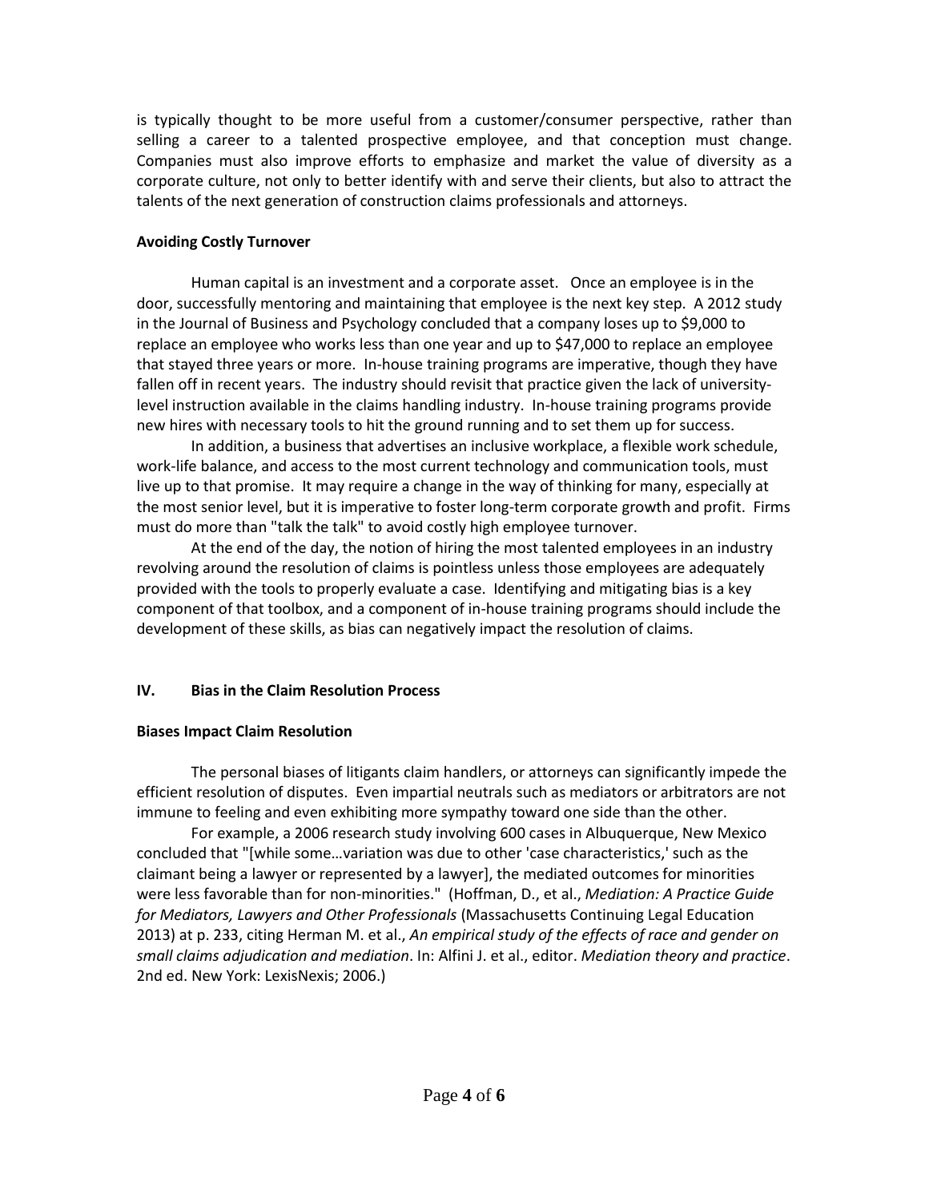is typically thought to be more useful from a customer/consumer perspective, rather than selling a career to a talented prospective employee, and that conception must change. Companies must also improve efforts to emphasize and market the value of diversity as a corporate culture, not only to better identify with and serve their clients, but also to attract the talents of the next generation of construction claims professionals and attorneys.

**Avoiding Costly Turnover**

Human capital is an investment and a corporate asset. Once an employee is in the door, successfully mentoring and maintaining that employee is the next key step. A 2012 study in the Journal of Business and Psychology concluded that a company loses up to $9,000 to replace an employee who works less than one year and up to $47,000 to replace an employee that stayed three years or more. In-house training programs are imperative, though they have fallen off in recent years. The industry should revisit that practice given the lack of university-level instruction available in the claims handling industry. In-house training programs provide new hires with necessary tools to hit the ground running and to set them up for success.

In addition, a business that advertises an inclusive workplace, a flexible work schedule, work-life balance, and access to the most current technology and communication tools, must live up to that promise. It may require a change in the way of thinking for many, especially at the most senior level, but it is imperative to foster long-term corporate growth and profit. Firms must do more than "talk the talk" to avoid costly high employee turnover.

At the end of the day, the notion of hiring the most talented employees in an industry revolving around the resolution of claims is pointless unless those employees are adequately provided with the tools to properly evaluate a case. Identifying and mitigating bias is a key component of that toolbox, and a component of in-house training programs should include the development of these skills, as bias can negatively impact the resolution of claims.

## IV. Bias in the Claim Resolution Process

**Biases Impact Claim Resolution**

The personal biases of litigants claim handlers, or attorneys can significantly impede the efficient resolution of disputes. Even impartial neutrals such as mediators or arbitrators are not immune to feeling and even exhibiting more sympathy toward one side than the other.

For example, a 2006 research study involving 600 cases in Albuquerque, New Mexico concluded that "[while some…variation was due to other 'case characteristics,' such as the claimant being a lawyer or represented by a lawyer], the mediated outcomes for minorities were less favorable than for non-minorities." (Hoffman, D., et al., *Mediation: A Practice Guide for Mediators, Lawyers and Other Professionals* (Massachusetts Continuing Legal Education 2013) at p. 233, citing Herman M. et al., *An empirical study of the effects of race and gender on small claims adjudication and mediation*. In: Alfini J. et al., editor. *Mediation theory and practice*. 2nd ed. New York: LexisNexis; 2006.)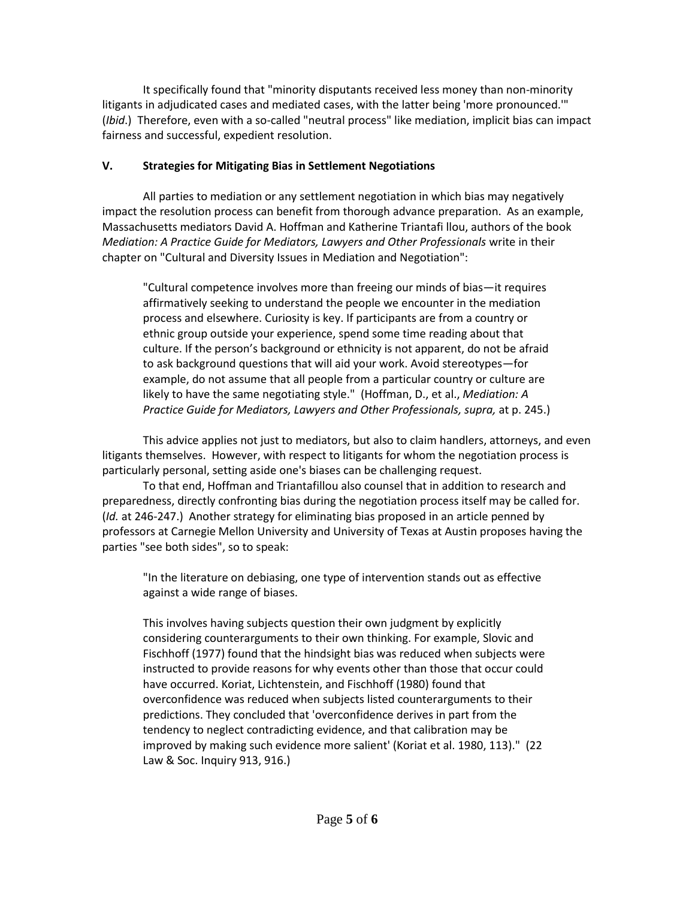It specifically found that "minority disputants received less money than non-minority litigants in adjudicated cases and mediated cases, with the latter being 'more pronounced.'" (*Ibid.*) Therefore, even with a so-called "neutral process" like mediation, implicit bias can impact fairness and successful, expedient resolution.

## V. Strategies for Mitigating Bias in Settlement Negotiations

All parties to mediation or any settlement negotiation in which bias may negatively impact the resolution process can benefit from thorough advance preparation. As an example, Massachusetts mediators David A. Hoffman and Katherine Triantafi llou, authors of the book *Mediation: A Practice Guide for Mediators, Lawyers and Other Professionals* write in their chapter on "Cultural and Diversity Issues in Mediation and Negotiation":

> "Cultural competence involves more than freeing our minds of bias—it requires affirmatively seeking to understand the people we encounter in the mediation process and elsewhere. Curiosity is key. If participants are from a country or ethnic group outside your experience, spend some time reading about that culture. If the person's background or ethnicity is not apparent, do not be afraid to ask background questions that will aid your work. Avoid stereotypes—for example, do not assume that all people from a particular country or culture are likely to have the same negotiating style." (Hoffman, D., et al., *Mediation: A Practice Guide for Mediators, Lawyers and Other Professionals, supra,* at p. 245.)

This advice applies not just to mediators, but also to claim handlers, attorneys, and even litigants themselves. However, with respect to litigants for whom the negotiation process is particularly personal, setting aside one's biases can be challenging request.

To that end, Hoffman and Triantafillou also counsel that in addition to research and preparedness, directly confronting bias during the negotiation process itself may be called for. (*Id.* at 246-247.) Another strategy for eliminating bias proposed in an article penned by professors at Carnegie Mellon University and University of Texas at Austin proposes having the parties "see both sides", so to speak:

> "In the literature on debiasing, one type of intervention stands out as effective against a wide range of biases.
>
> This involves having subjects question their own judgment by explicitly considering counterarguments to their own thinking. For example, Slovic and Fischhoff (1977) found that the hindsight bias was reduced when subjects were instructed to provide reasons for why events other than those that occur could have occurred. Koriat, Lichtenstein, and Fischhoff (1980) found that overconfidence was reduced when subjects listed counterarguments to their predictions. They concluded that 'overconfidence derives in part from the tendency to neglect contradicting evidence, and that calibration may be improved by making such evidence more salient' (Koriat et al. 1980, 113)." (22 Law & Soc. Inquiry 913, 916.)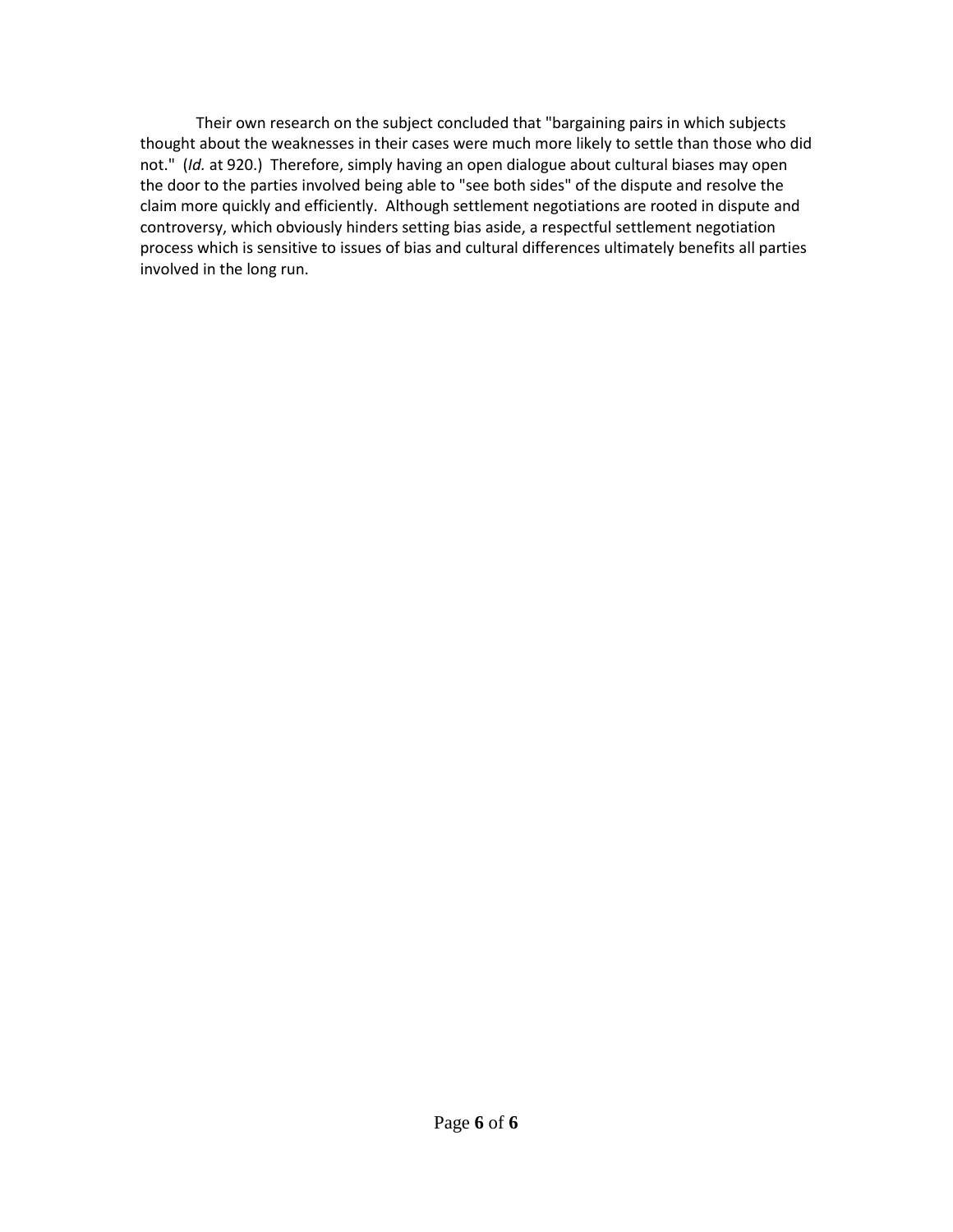Their own research on the subject concluded that "bargaining pairs in which subjects thought about the weaknesses in their cases were much more likely to settle than those who did not." (*Id.* at 920.) Therefore, simply having an open dialogue about cultural biases may open the door to the parties involved being able to "see both sides" of the dispute and resolve the claim more quickly and efficiently. Although settlement negotiations are rooted in dispute and controversy, which obviously hinders setting bias aside, a respectful settlement negotiation process which is sensitive to issues of bias and cultural differences ultimately benefits all parties involved in the long run.